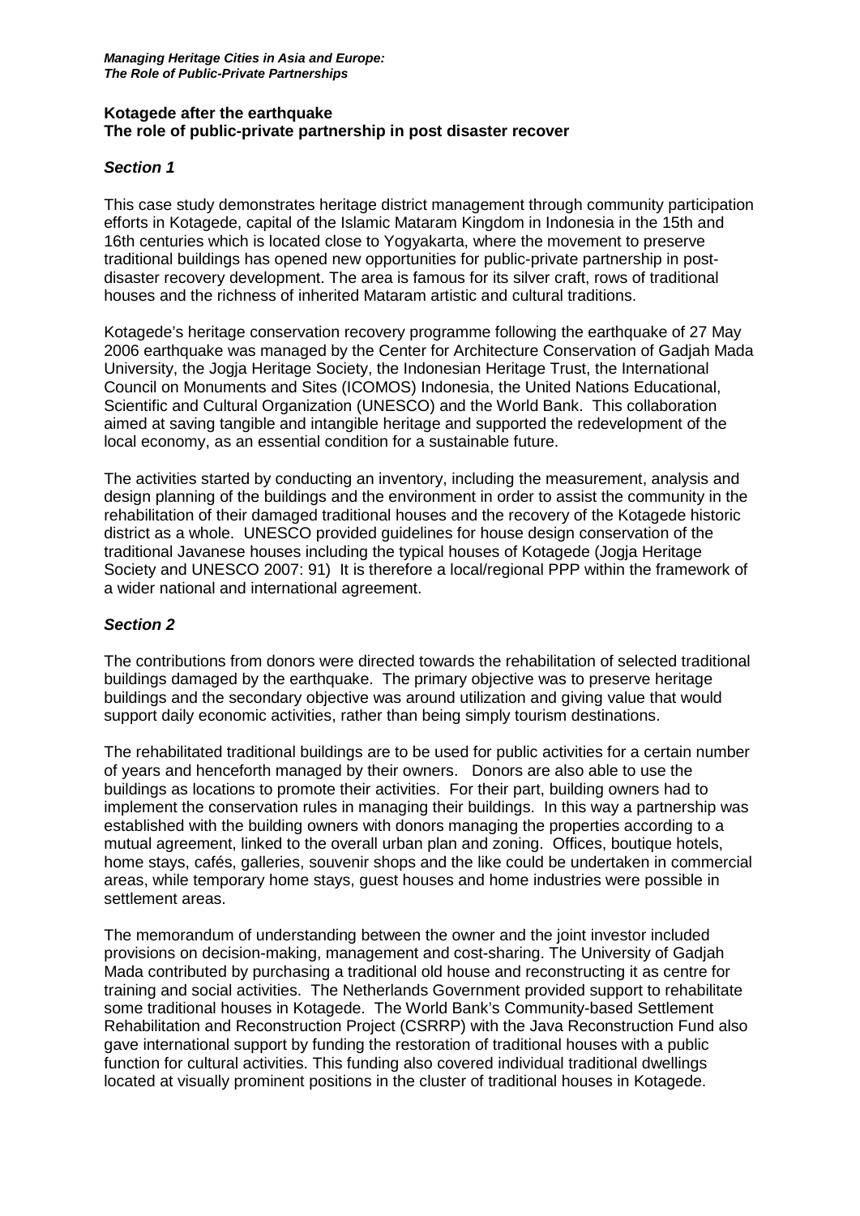**Kotagede after the earthquake**
**The role of public-private partnership in post disaster recover**

***Section 1***

This case study demonstrates heritage district management through community participation efforts in Kotagede, capital of the Islamic Mataram Kingdom in Indonesia in the 15th and 16th centuries which is located close to Yogyakarta, where the movement to preserve traditional buildings has opened new opportunities for public-private partnership in post-disaster recovery development. The area is famous for its silver craft, rows of traditional houses and the richness of inherited Mataram artistic and cultural traditions.

Kotagede's heritage conservation recovery programme following the earthquake of 27 May 2006 earthquake was managed by the Center for Architecture Conservation of Gadjah Mada University, the Jogja Heritage Society, the Indonesian Heritage Trust, the International Council on Monuments and Sites (ICOMOS) Indonesia, the United Nations Educational, Scientific and Cultural Organization (UNESCO) and the World Bank. This collaboration aimed at saving tangible and intangible heritage and supported the redevelopment of the local economy, as an essential condition for a sustainable future.

The activities started by conducting an inventory, including the measurement, analysis and design planning of the buildings and the environment in order to assist the community in the rehabilitation of their damaged traditional houses and the recovery of the Kotagede historic district as a whole. UNESCO provided guidelines for house design conservation of the traditional Javanese houses including the typical houses of Kotagede (Jogja Heritage Society and UNESCO 2007: 91) It is therefore a local/regional PPP within the framework of a wider national and international agreement.

***Section 2***

The contributions from donors were directed towards the rehabilitation of selected traditional buildings damaged by the earthquake. The primary objective was to preserve heritage buildings and the secondary objective was around utilization and giving value that would support daily economic activities, rather than being simply tourism destinations.

The rehabilitated traditional buildings are to be used for public activities for a certain number of years and henceforth managed by their owners. Donors are also able to use the buildings as locations to promote their activities. For their part, building owners had to implement the conservation rules in managing their buildings. In this way a partnership was established with the building owners with donors managing the properties according to a mutual agreement, linked to the overall urban plan and zoning. Offices, boutique hotels, home stays, cafés, galleries, souvenir shops and the like could be undertaken in commercial areas, while temporary home stays, guest houses and home industries were possible in settlement areas.

The memorandum of understanding between the owner and the joint investor included provisions on decision-making, management and cost-sharing. The University of Gadjah Mada contributed by purchasing a traditional old house and reconstructing it as centre for training and social activities. The Netherlands Government provided support to rehabilitate some traditional houses in Kotagede. The World Bank's Community-based Settlement Rehabilitation and Reconstruction Project (CSRRP) with the Java Reconstruction Fund also gave international support by funding the restoration of traditional houses with a public function for cultural activities. This funding also covered individual traditional dwellings located at visually prominent positions in the cluster of traditional houses in Kotagede.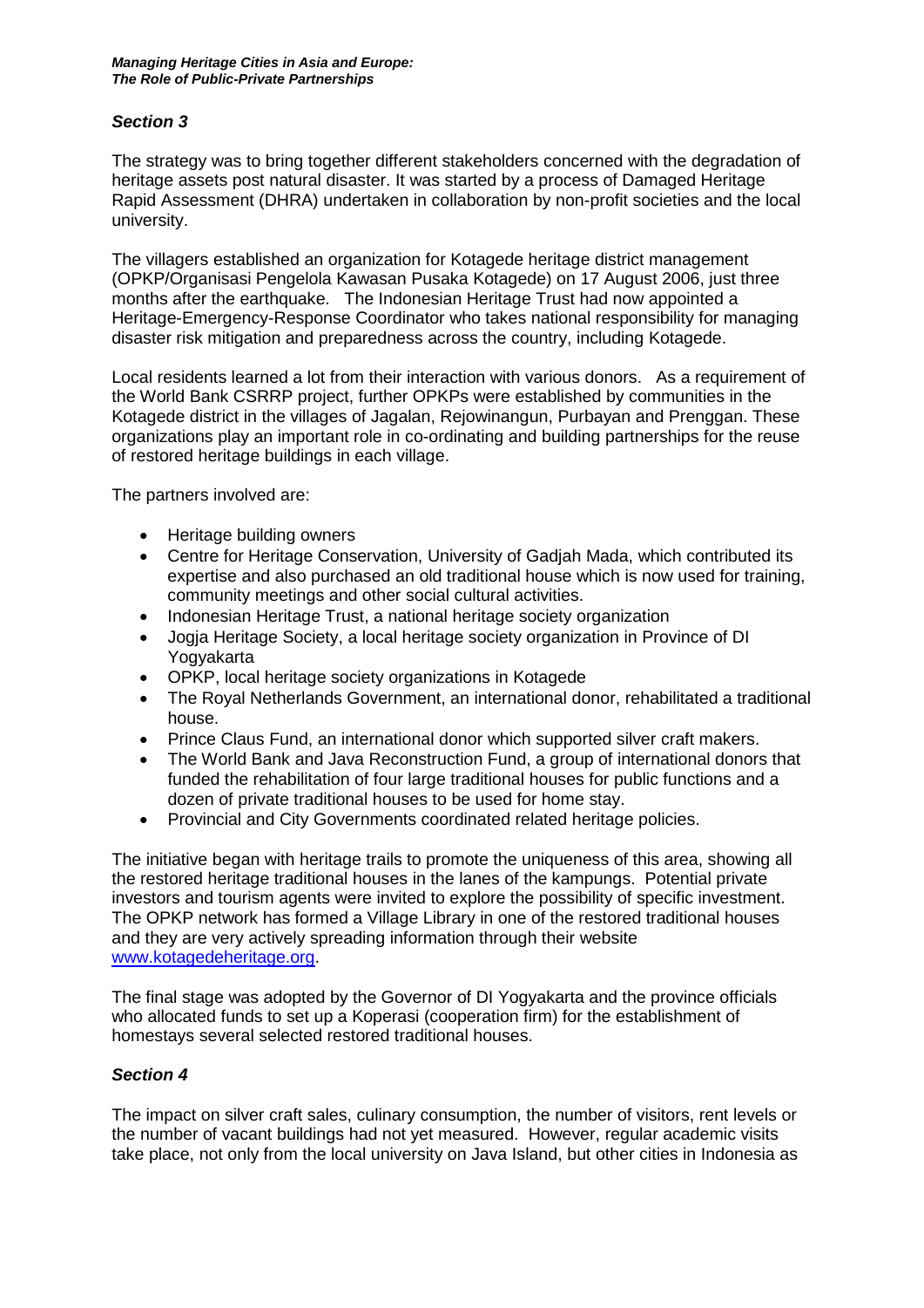## *Section 3*

The strategy was to bring together different stakeholders concerned with the degradation of heritage assets post natural disaster. It was started by a process of Damaged Heritage Rapid Assessment (DHRA) undertaken in collaboration by non-profit societies and the local university.

The villagers established an organization for Kotagede heritage district management (OPKP/Organisasi Pengelola Kawasan Pusaka Kotagede) on 17 August 2006, just three months after the earthquake. The Indonesian Heritage Trust had now appointed a Heritage-Emergency-Response Coordinator who takes national responsibility for managing disaster risk mitigation and preparedness across the country, including Kotagede.

Local residents learned a lot from their interaction with various donors. As a requirement of the World Bank CSRRP project, further OPKPs were established by communities in the Kotagede district in the villages of Jagalan, Rejowinangun, Purbayan and Prenggan. These organizations play an important role in co-ordinating and building partnerships for the reuse of restored heritage buildings in each village.

The partners involved are:

- Heritage building owners
- Centre for Heritage Conservation, University of Gadjah Mada, which contributed its expertise and also purchased an old traditional house which is now used for training, community meetings and other social cultural activities.
- Indonesian Heritage Trust, a national heritage society organization
- Jogja Heritage Society, a local heritage society organization in Province of DI Yogyakarta
- OPKP, local heritage society organizations in Kotagede
- The Royal Netherlands Government, an international donor, rehabilitated a traditional house.
- Prince Claus Fund, an international donor which supported silver craft makers.
- The World Bank and Java Reconstruction Fund, a group of international donors that funded the rehabilitation of four large traditional houses for public functions and a dozen of private traditional houses to be used for home stay.
- Provincial and City Governments coordinated related heritage policies.

The initiative began with heritage trails to promote the uniqueness of this area, showing all the restored heritage traditional houses in the lanes of the kampungs. Potential private investors and tourism agents were invited to explore the possibility of specific investment. The OPKP network has formed a Village Library in one of the restored traditional houses and they are very actively spreading information through their website [www.kotagedeheritage.org](http://www.kotagedeheritage.org).

The final stage was adopted by the Governor of DI Yogyakarta and the province officials who allocated funds to set up a Koperasi (cooperation firm) for the establishment of homestays several selected restored traditional houses.

## *Section 4*

The impact on silver craft sales, culinary consumption, the number of visitors, rent levels or the number of vacant buildings had not yet measured. However, regular academic visits take place, not only from the local university on Java Island, but other cities in Indonesia as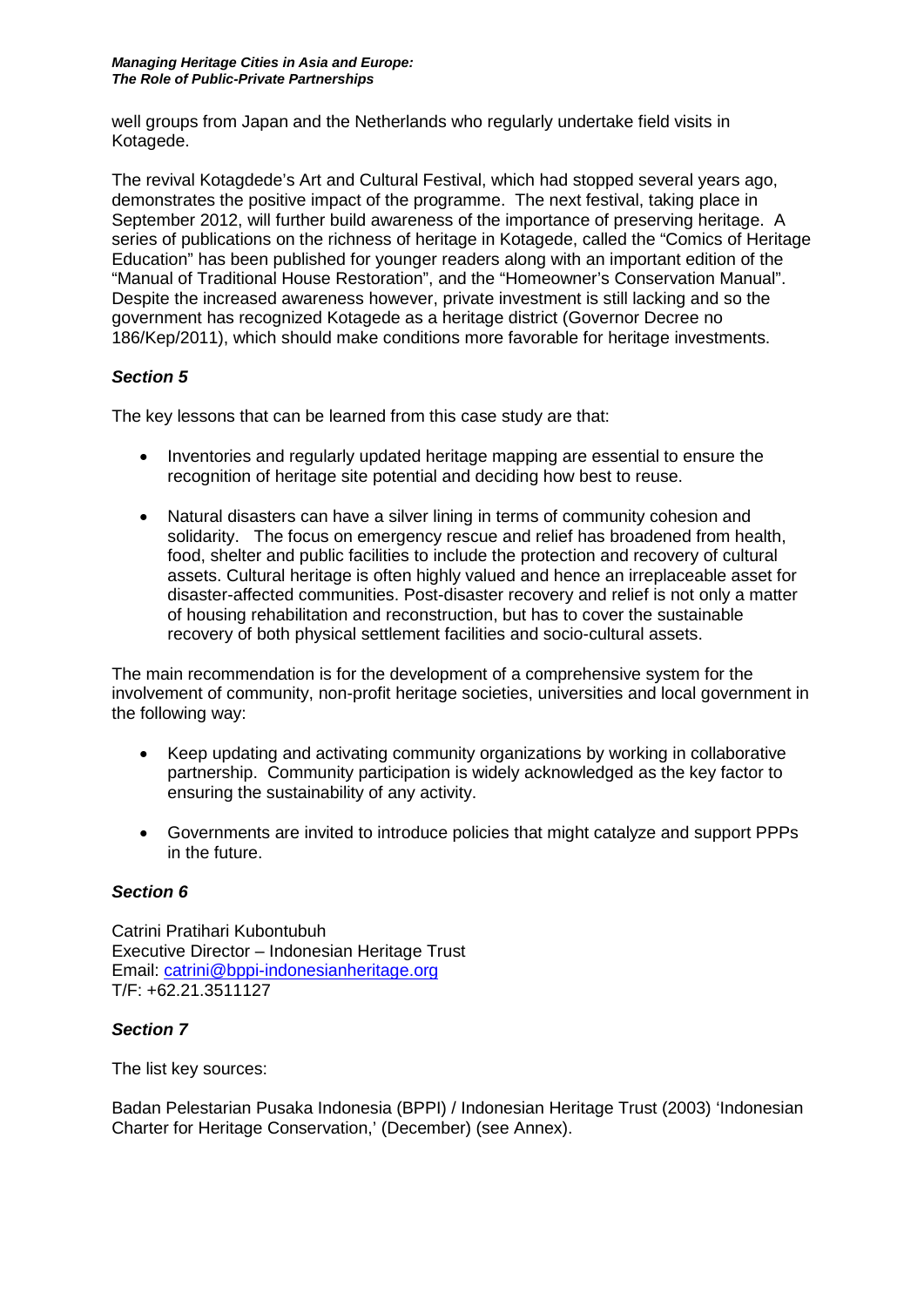well groups from Japan and the Netherlands who regularly undertake field visits in Kotagede.

The revival Kotagdede's Art and Cultural Festival, which had stopped several years ago, demonstrates the positive impact of the programme. The next festival, taking place in September 2012, will further build awareness of the importance of preserving heritage. A series of publications on the richness of heritage in Kotagede, called the "Comics of Heritage Education" has been published for younger readers along with an important edition of the "Manual of Traditional House Restoration", and the "Homeowner's Conservation Manual". Despite the increased awareness however, private investment is still lacking and so the government has recognized Kotagede as a heritage district (Governor Decree no 186/Kep/2011), which should make conditions more favorable for heritage investments.

### *Section 5*

The key lessons that can be learned from this case study are that:

- Inventories and regularly updated heritage mapping are essential to ensure the recognition of heritage site potential and deciding how best to reuse.
- Natural disasters can have a silver lining in terms of community cohesion and solidarity. The focus on emergency rescue and relief has broadened from health, food, shelter and public facilities to include the protection and recovery of cultural assets. Cultural heritage is often highly valued and hence an irreplaceable asset for disaster-affected communities. Post-disaster recovery and relief is not only a matter of housing rehabilitation and reconstruction, but has to cover the sustainable recovery of both physical settlement facilities and socio-cultural assets.

The main recommendation is for the development of a comprehensive system for the involvement of community, non-profit heritage societies, universities and local government in the following way:

- Keep updating and activating community organizations by working in collaborative partnership. Community participation is widely acknowledged as the key factor to ensuring the sustainability of any activity.
- Governments are invited to introduce policies that might catalyze and support PPPs in the future.

### *Section 6*

Catrini Pratihari Kubontubuh
Executive Director – Indonesian Heritage Trust
Email: catrini@bppi-indonesianheritage.org
T/F: +62.21.3511127

### *Section 7*

The list key sources:

Badan Pelestarian Pusaka Indonesia (BPPI) / Indonesian Heritage Trust (2003) 'Indonesian Charter for Heritage Conservation,' (December) (see Annex).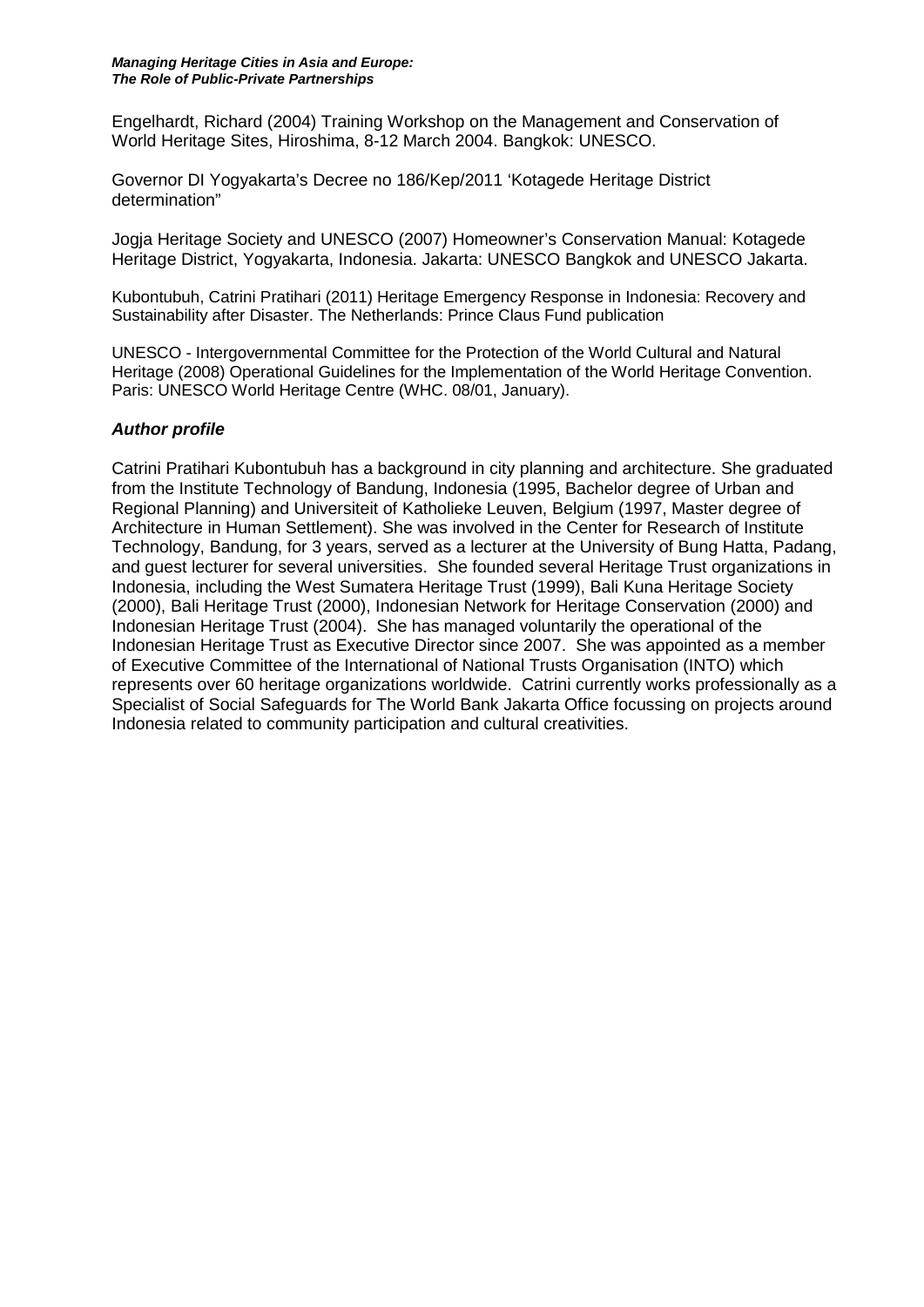Engelhardt, Richard (2004) Training Workshop on the Management and Conservation of World Heritage Sites, Hiroshima, 8-12 March 2004. Bangkok: UNESCO.

Governor DI Yogyakarta's Decree no 186/Kep/2011 'Kotagede Heritage District determination"

Jogja Heritage Society and UNESCO (2007) Homeowner's Conservation Manual: Kotagede Heritage District, Yogyakarta, Indonesia. Jakarta: UNESCO Bangkok and UNESCO Jakarta.

Kubontubuh, Catrini Pratihari (2011) Heritage Emergency Response in Indonesia: Recovery and Sustainability after Disaster. The Netherlands: Prince Claus Fund publication

UNESCO - Intergovernmental Committee for the Protection of the World Cultural and Natural Heritage (2008) Operational Guidelines for the Implementation of the World Heritage Convention. Paris: UNESCO World Heritage Centre (WHC. 08/01, January).

### *Author profile*

Catrini Pratihari Kubontubuh has a background in city planning and architecture. She graduated from the Institute Technology of Bandung, Indonesia (1995, Bachelor degree of Urban and Regional Planning) and Universiteit of Katholieke Leuven, Belgium (1997, Master degree of Architecture in Human Settlement). She was involved in the Center for Research of Institute Technology, Bandung, for 3 years, served as a lecturer at the University of Bung Hatta, Padang, and guest lecturer for several universities. She founded several Heritage Trust organizations in Indonesia, including the West Sumatera Heritage Trust (1999), Bali Kuna Heritage Society (2000), Bali Heritage Trust (2000), Indonesian Network for Heritage Conservation (2000) and Indonesian Heritage Trust (2004). She has managed voluntarily the operational of the Indonesian Heritage Trust as Executive Director since 2007. She was appointed as a member of Executive Committee of the International of National Trusts Organisation (INTO) which represents over 60 heritage organizations worldwide. Catrini currently works professionally as a Specialist of Social Safeguards for The World Bank Jakarta Office focussing on projects around Indonesia related to community participation and cultural creativities.